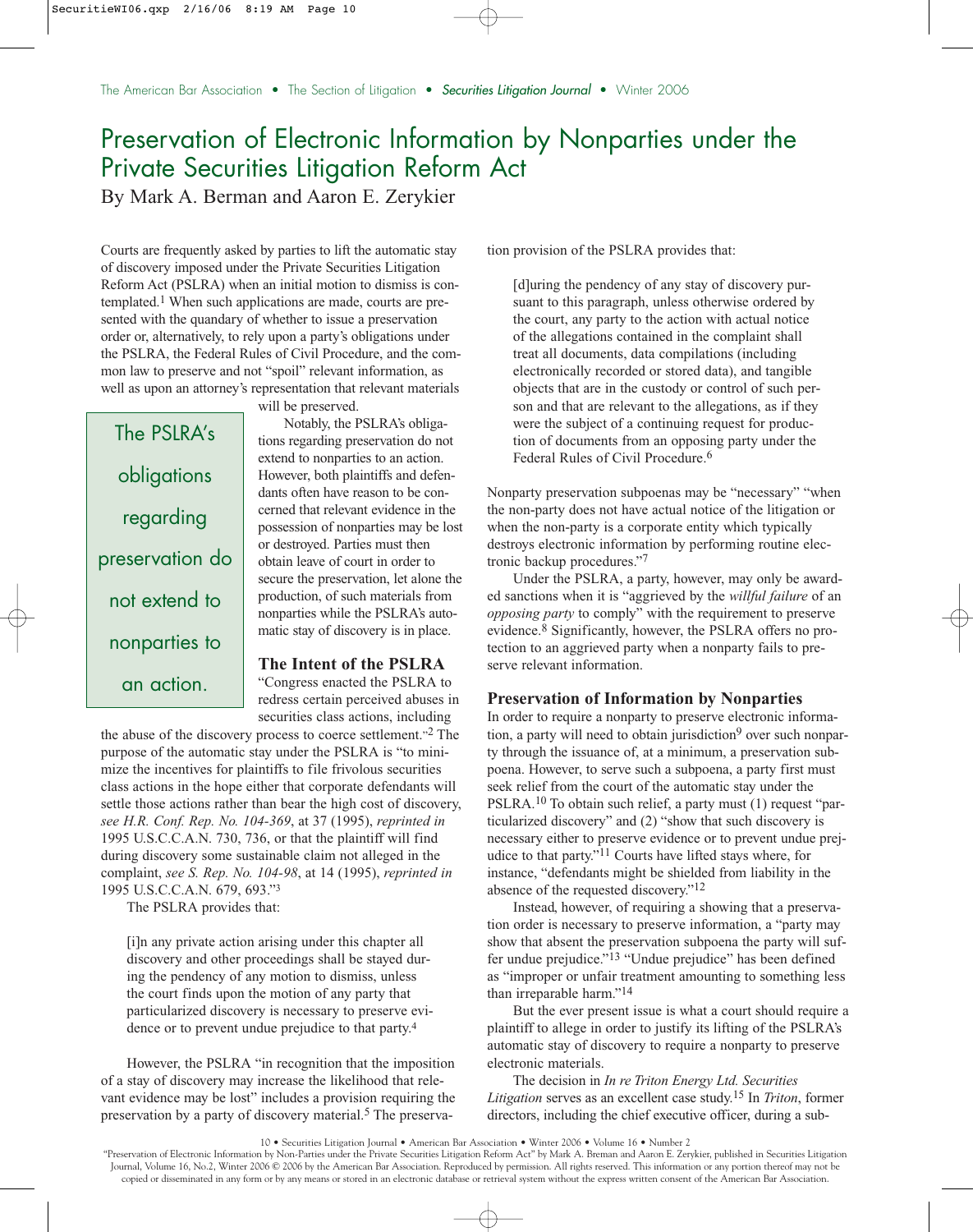# Preservation of Electronic Information by Nonparties under the Private Securities Litigation Reform Act

By Mark A. Berman and Aaron E. Zerykier

Courts are frequently asked by parties to lift the automatic stay of discovery imposed under the Private Securities Litigation Reform Act (PSLRA) when an initial motion to dismiss is contemplated.[1] When such applications are made, courts are presented with the quandary of whether to issue a preservation order or, alternatively, to rely upon a party's obligations under the PSLRA, the Federal Rules of Civil Procedure, and the common law to preserve and not "spoil" relevant information, as well as upon an attorney's representation that relevant materials will be preserved.

Notably, the PSLRA's obligations regarding preservation do not extend to nonparties to an action. However, both plaintiffs and defendants often have reason to be concerned that relevant evidence in the possession of nonparties may be lost or destroyed. Parties must then obtain leave of court in order to secure the preservation, let alone the production, of such materials from nonparties while the PSLRA's automatic stay of discovery is in place.

> The PSLRA's obligations regarding preservation do not extend to nonparties to an action.

## The Intent of the PSLRA

"Congress enacted the PSLRA to redress certain perceived abuses in securities class actions, including the abuse of the discovery process to coerce settlement."[2] The purpose of the automatic stay under the PSLRA is "to minimize the incentives for plaintiffs to file frivolous securities class actions in the hope either that corporate defendants will settle those actions rather than bear the high cost of discovery, *see H.R. Conf. Rep. No. 104-369*, at 37 (1995), *reprinted in* 1995 U.S.C.C.A.N. 730, 736, or that the plaintiff will find during discovery some sustainable claim not alleged in the complaint, *see S. Rep. No. 104-98*, at 14 (1995), *reprinted in* 1995 U.S.C.C.A.N. 679, 693."[3]

The PSLRA provides that:

> [i]n any private action arising under this chapter all discovery and other proceedings shall be stayed during the pendency of any motion to dismiss, unless the court finds upon the motion of any party that particularized discovery is necessary to preserve evidence or to prevent undue prejudice to that party.[4]

However, the PSLRA "in recognition that the imposition of a stay of discovery may increase the likelihood that relevant evidence may be lost" includes a provision requiring the preservation by a party of discovery material.[5] The preservation provision of the PSLRA provides that:

> [d]uring the pendency of any stay of discovery pursuant to this paragraph, unless otherwise ordered by the court, any party to the action with actual notice of the allegations contained in the complaint shall treat all documents, data compilations (including electronically recorded or stored data), and tangible objects that are in the custody or control of such person and that are relevant to the allegations, as if they were the subject of a continuing request for production of documents from an opposing party under the Federal Rules of Civil Procedure.[6]

Nonparty preservation subpoenas may be "necessary" "when the non-party does not have actual notice of the litigation or when the non-party is a corporate entity which typically destroys electronic information by performing routine electronic backup procedures."[7]

Under the PSLRA, a party, however, may only be awarded sanctions when it is "aggrieved by the *willful failure* of an *opposing party* to comply" with the requirement to preserve evidence.[8] Significantly, however, the PSLRA offers no protection to an aggrieved party when a nonparty fails to preserve relevant information.

## Preservation of Information by Nonparties

In order to require a nonparty to preserve electronic information, a party will need to obtain jurisdiction[9] over such nonparty through the issuance of, at a minimum, a preservation subpoena. However, to serve such a subpoena, a party first must seek relief from the court of the automatic stay under the PSLRA.[10] To obtain such relief, a party must (1) request "particularized discovery" and (2) "show that such discovery is necessary either to preserve evidence or to prevent undue prejudice to that party."[11] Courts have lifted stays where, for instance, "defendants might be shielded from liability in the absence of the requested discovery."[12]

Instead, however, of requiring a showing that a preservation order is necessary to preserve information, a "party may show that absent the preservation subpoena the party will suffer undue prejudice."[13] "Undue prejudice" has been defined as "improper or unfair treatment amounting to something less than irreparable harm."[14]

But the ever present issue is what a court should require a plaintiff to allege in order to justify its lifting of the PSLRA's automatic stay of discovery to require a nonparty to preserve electronic materials.

The decision in *In re Triton Energy Ltd. Securities Litigation* serves as an excellent case study.[15] In *Triton*, former directors, including the chief executive officer, during a sub-

"Preservation of Electronic Information by Non-Parties under the Private Securities Litigation Reform Act" by Mark A. Breman and Aaron E. Zerykier, published in Securities Litigation Journal, Volume 16, No.2, Winter 2006 © 2006 by the American Bar Association. Reproduced by permission. All rights reserved. This information or any portion thereof may not be copied or disseminated in any form or by any means or stored in an electronic database or retrieval system without the express written consent of the American Bar Association.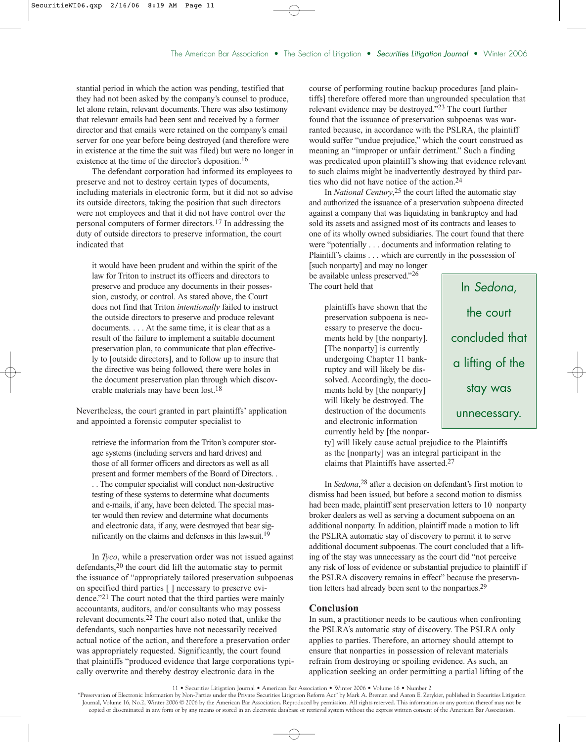stantial period in which the action was pending, testified that they had not been asked by the company's counsel to produce, let alone retain, relevant documents. There was also testimony that relevant emails had been sent and received by a former director and that emails were retained on the company's email server for one year before being destroyed (and therefore were in existence at the time the suit was filed) but were no longer in existence at the time of the director's deposition.[16]

The defendant corporation had informed its employees to preserve and not to destroy certain types of documents, including materials in electronic form, but it did not so advise its outside directors, taking the position that such directors were not employees and that it did not have control over the personal computers of former directors.[17] In addressing the duty of outside directors to preserve information, the court indicated that

> it would have been prudent and within the spirit of the law for Triton to instruct its officers and directors to preserve and produce any documents in their possession, custody, or control. As stated above, the Court does not find that Triton *intentionally* failed to instruct the outside directors to preserve and produce relevant documents. . . . At the same time, it is clear that as a result of the failure to implement a suitable document preservation plan, to communicate that plan effectively to [outside directors], and to follow up to insure that the directive was being followed, there were holes in the document preservation plan through which discoverable materials may have been lost.[18]

Nevertheless, the court granted in part plaintiffs' application and appointed a forensic computer specialist to

> retrieve the information from the Triton's computer storage systems (including servers and hard drives) and those of all former officers and directors as well as all present and former members of the Board of Directors. . . . The computer specialist will conduct non-destructive testing of these systems to determine what documents and e-mails, if any, have been deleted. The special master would then review and determine what documents and electronic data, if any, were destroyed that bear significantly on the claims and defenses in this lawsuit.[19]

In *Tyco*, while a preservation order was not issued against defendants,[20] the court did lift the automatic stay to permit the issuance of "appropriately tailored preservation subpoenas on specified third parties [ ] necessary to preserve evidence."[21] The court noted that the third parties were mainly accountants, auditors, and/or consultants who may possess relevant documents.[22] The court also noted that, unlike the defendants, such nonparties have not necessarily received actual notice of the action, and therefore a preservation order was appropriately requested. Significantly, the court found that plaintiffs "produced evidence that large corporations typically overwrite and thereby destroy electronic data in the course of performing routine backup procedures [and plaintiffs] therefore offered more than ungrounded speculation that relevant evidence may be destroyed."[23] The court further found that the issuance of preservation subpoenas was warranted because, in accordance with the PSLRA, the plaintiff would suffer "undue prejudice," which the court construed as meaning an "improper or unfair detriment." Such a finding was predicated upon plaintiff's showing that evidence relevant to such claims might be inadvertently destroyed by third parties who did not have notice of the action.[24]

In *National Century*,[25] the court lifted the automatic stay and authorized the issuance of a preservation subpoena directed against a company that was liquidating in bankruptcy and had sold its assets and assigned most of its contracts and leases to one of its wholly owned subsidiaries. The court found that there were "potentially . . . documents and information relating to Plaintiff's claims . . . which are currently in the possession of [such nonparty] and may no longer be available unless preserved."[26] The court held that

> plaintiffs have shown that the preservation subpoena is necessary to preserve the documents held by [the nonparty]. [The nonparty] is currently undergoing Chapter 11 bankruptcy and will likely be dissolved. Accordingly, the documents held by [the nonparty] will likely be destroyed. The destruction of the documents and electronic information currently held by [the nonparty] will likely cause actual prejudice to the Plaintiffs as the [nonparty] was an integral participant in the claims that Plaintiffs have asserted.[27]

In *Sedona*,[28] after a decision on defendant's first motion to dismiss had been issued, but before a second motion to dismiss had been made, plaintiff sent preservation letters to 10 nonparty broker dealers as well as serving a document subpoena on an additional nonparty. In addition, plaintiff made a motion to lift the PSLRA automatic stay of discovery to permit it to serve additional document subpoenas. The court concluded that a lifting of the stay was unnecessary as the court did "not perceive any risk of evidence or substantial prejudice to plaintiff if the PSLRA discovery remains in effect" because the preservation letters had already been sent to the nonparties.[29]

> In *Sedona*, the court concluded that a lifting of the stay was unnecessary.

## Conclusion

In sum, a practitioner needs to be cautious when confronting the PSLRA's automatic stay of discovery. The PSLRA only applies to parties. Therefore, an attorney should attempt to ensure that nonparties in possession of relevant materials refrain from destroying or spoiling evidence. As such, an application seeking an order permitting a partial lifting of the

"Preservation of Electronic Information by Non-Parties under the Private Securities Litigation Reform Act" by Mark A. Breman and Aaron E. Zerykier, published in Securities Litigation Journal, Volume 16, No.2, Winter 2006 © 2006 by the American Bar Association. Reproduced by permission. All rights reserved. This information or any portion thereof may not be copied or disseminated in any form or by any means or stored in an electronic database or retrieval system without the express written consent of the American Bar Association.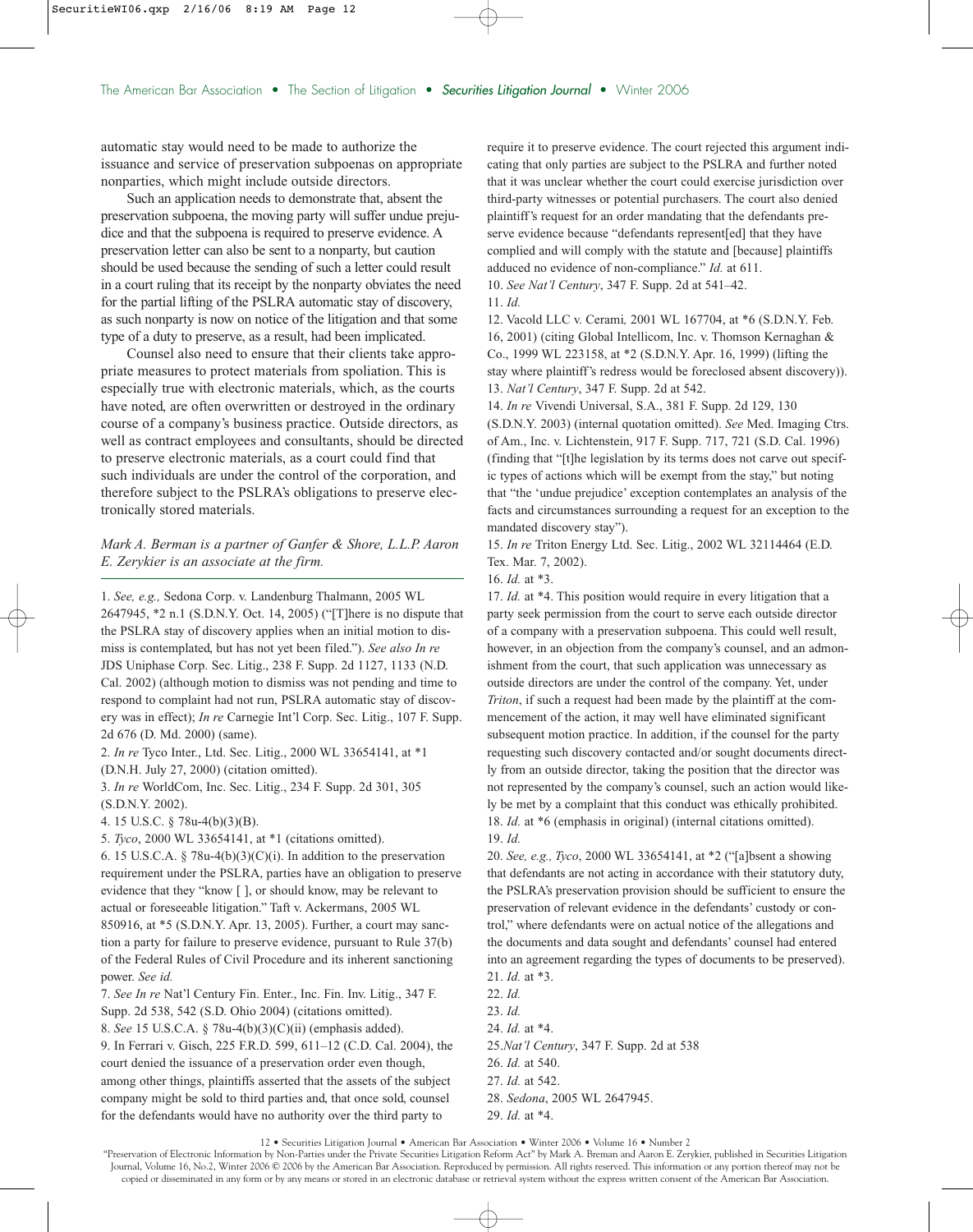automatic stay would need to be made to authorize the issuance and service of preservation subpoenas on appropriate nonparties, which might include outside directors.

Such an application needs to demonstrate that, absent the preservation subpoena, the moving party will suffer undue prejudice and that the subpoena is required to preserve evidence. A preservation letter can also be sent to a nonparty, but caution should be used because the sending of such a letter could result in a court ruling that its receipt by the nonparty obviates the need for the partial lifting of the PSLRA automatic stay of discovery, as such nonparty is now on notice of the litigation and that some type of a duty to preserve, as a result, had been implicated.

Counsel also need to ensure that their clients take appropriate measures to protect materials from spoliation. This is especially true with electronic materials, which, as the courts have noted, are often overwritten or destroyed in the ordinary course of a company's business practice. Outside directors, as well as contract employees and consultants, should be directed to preserve electronic materials, as a court could find that such individuals are under the control of the corporation, and therefore subject to the PSLRA's obligations to preserve electronically stored materials.

*Mark A. Berman is a partner of Ganfer & Shore, L.L.P. Aaron E. Zerykier is an associate at the firm.*

---

1. *See, e.g.,* Sedona Corp. v. Landenburg Thalmann, 2005 WL 2647945, *2 n.1 (S.D.N.Y. Oct. 14, 2005) ("[T]here is no dispute that the PSLRA stay of discovery applies when an initial motion to dismiss is contemplated, but has not yet been filed."). *See also In re* JDS Uniphase Corp. Sec. Litig., 238 F. Supp. 2d 1127, 1133 (N.D. Cal. 2002) (although motion to dismiss was not pending and time to respond to complaint had not run, PSLRA automatic stay of discovery was in effect); *In re* Carnegie Int'l Corp. Sec. Litig., 107 F. Supp. 2d 676 (D. Md. 2000) (same).

2. *In re* Tyco Inter., Ltd. Sec. Litig., 2000 WL 33654141, at *1 (D.N.H. July 27, 2000) (citation omitted).

3. *In re* WorldCom, Inc. Sec. Litig., 234 F. Supp. 2d 301, 305 (S.D.N.Y. 2002).

4. 15 U.S.C. § 78u-4(b)(3)(B).

5. *Tyco*, 2000 WL 33654141, at *1 (citations omitted).

6. 15 U.S.C.A. § 78u-4(b)(3)(C)(i). In addition to the preservation requirement under the PSLRA, parties have an obligation to preserve evidence that they "know [ ], or should know, may be relevant to actual or foreseeable litigation." Taft v. Ackermans, 2005 WL 850916, at *5 (S.D.N.Y. Apr. 13, 2005). Further, a court may sanction a party for failure to preserve evidence, pursuant to Rule 37(b) of the Federal Rules of Civil Procedure and its inherent sanctioning power. *See id.*

7. *See In re* Nat'l Century Fin. Enter., Inc. Fin. Inv. Litig., 347 F. Supp. 2d 538, 542 (S.D. Ohio 2004) (citations omitted).

8. *See* 15 U.S.C.A. § 78u-4(b)(3)(C)(ii) (emphasis added).

9. In Ferrari v. Gisch, 225 F.R.D. 599, 611–12 (C.D. Cal. 2004), the court denied the issuance of a preservation order even though, among other things, plaintiffs asserted that the assets of the subject company might be sold to third parties and, that once sold, counsel for the defendants would have no authority over the third party to require it to preserve evidence. The court rejected this argument indicating that only parties are subject to the PSLRA and further noted that it was unclear whether the court could exercise jurisdiction over third-party witnesses or potential purchasers. The court also denied plaintiff's request for an order mandating that the defendants preserve evidence because "defendants represent[ed] that they have complied and will comply with the statute and [because] plaintiffs adduced no evidence of non-compliance." *Id.* at 611.

10. *See Nat'l Century*, 347 F. Supp. 2d at 541–42.

11. *Id.*

12. Vacold LLC v. Cerami, 2001 WL 167704, at *6 (S.D.N.Y. Feb. 16, 2001) (citing Global Intellicom, Inc. v. Thomson Kernaghan & Co., 1999 WL 223158, at *2 (S.D.N.Y. Apr. 16, 1999) (lifting the stay where plaintiff's redress would be foreclosed absent discovery)).

13. *Nat'l Century*, 347 F. Supp. 2d at 542.

14. *In re* Vivendi Universal, S.A., 381 F. Supp. 2d 129, 130 (S.D.N.Y. 2003) (internal quotation omitted). *See* Med. Imaging Ctrs. of Am., Inc. v. Lichtenstein, 917 F. Supp. 717, 721 (S.D. Cal. 1996) (finding that "[t]he legislation by its terms does not carve out specific types of actions which will be exempt from the stay," but noting that "the 'undue prejudice' exception contemplates an analysis of the facts and circumstances surrounding a request for an exception to the mandated discovery stay").

15. *In re* Triton Energy Ltd. Sec. Litig., 2002 WL 32114464 (E.D. Tex. Mar. 7, 2002).

16. *Id.* at *3.

17. *Id.* at *4. This position would require in every litigation that a party seek permission from the court to serve each outside director of a company with a preservation subpoena. This could well result, however, in an objection from the company's counsel, and an admonishment from the court, that such application was unnecessary as outside directors are under the control of the company. Yet, under *Triton*, if such a request had been made by the plaintiff at the commencement of the action, it may well have eliminated significant subsequent motion practice. In addition, if the counsel for the party requesting such discovery contacted and/or sought documents directly from an outside director, taking the position that the director was not represented by the company's counsel, such an action would likely be met by a complaint that this conduct was ethically prohibited.

18. *Id.* at *6 (emphasis in original) (internal citations omitted).

19. *Id.*

20. *See, e.g., Tyco*, 2000 WL 33654141, at *2 ("[a]bsent a showing that defendants are not acting in accordance with their statutory duty, the PSLRA's preservation provision should be sufficient to ensure the preservation of relevant evidence in the defendants' custody or control," where defendants were on actual notice of the allegations and the documents and data sought and defendants' counsel had entered into an agreement regarding the types of documents to be preserved).

21. *Id.* at *3.

22. *Id.*

23. *Id.*

24. *Id.* at *4.

25. *Nat'l Century*, 347 F. Supp. 2d at 538

26. *Id.* at 540.

27. *Id.* at 542.

28. *Sedona*, 2005 WL 2647945.

29. *Id.* at *4.

"Preservation of Electronic Information by Non-Parties under the Private Securities Litigation Reform Act" by Mark A. Breman and Aaron E. Zerykier, published in Securities Litigation Journal, Volume 16, No.2, Winter 2006 © 2006 by the American Bar Association. Reproduced by permission. All rights reserved. This information or any portion thereof may not be copied or disseminated in any form or by any means or stored in an electronic database or retrieval system without the express written consent of the American Bar Association.